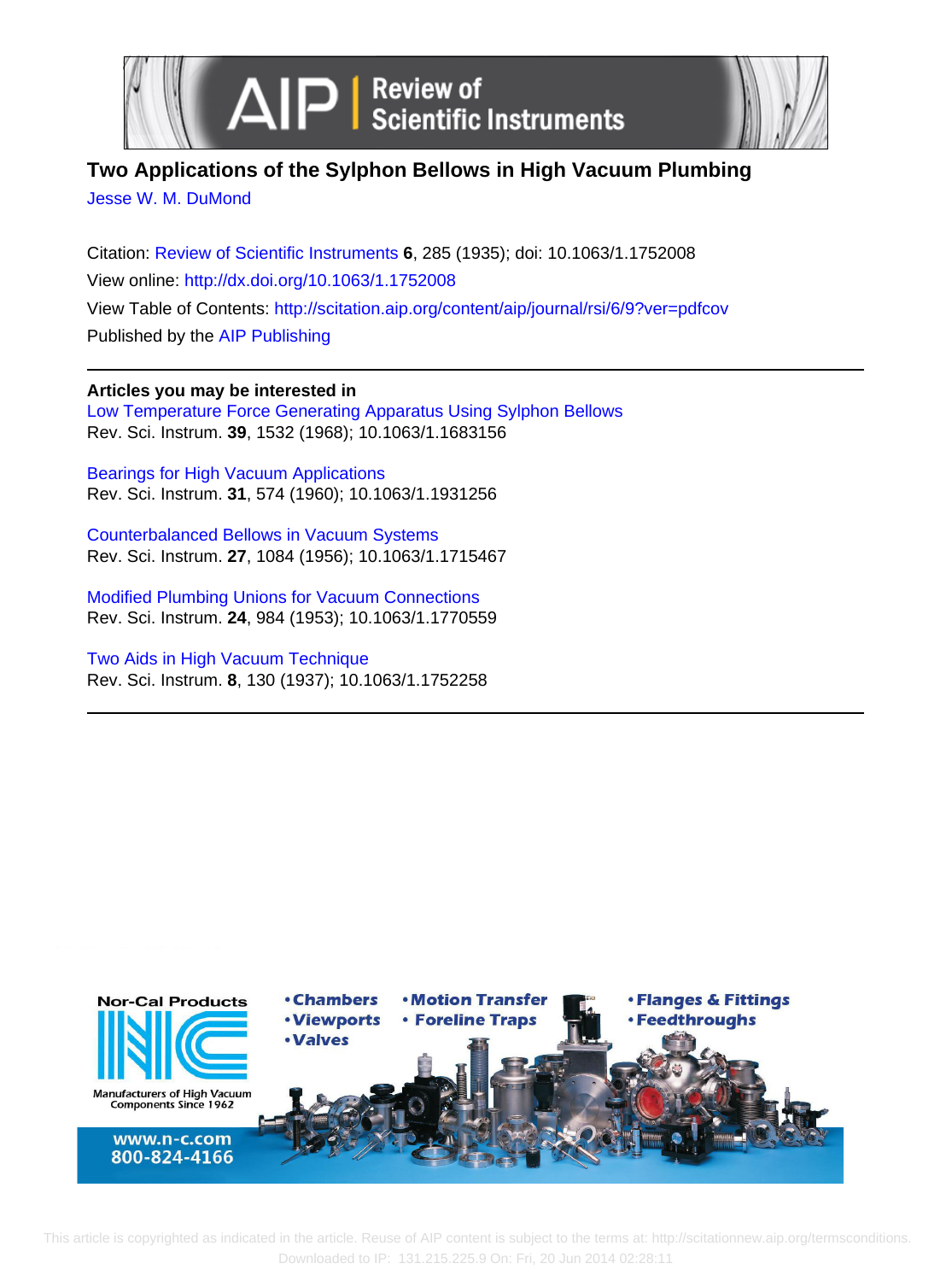# Two Applications of the Sylphon Bellows in High Vacuum Plumbing

Jesse W. M. DuMond

Citation: Review of Scientific Instruments **6**, 285 (1935); doi: 10.1063/1.1752008

View online: http://dx.doi.org/10.1063/1.1752008

View Table of Contents: http://scitation.aip.org/content/aip/journal/rsi/6/9?ver=pdfcov

Published by the AIP Publishing

---

**Articles you may be interested in**

Low Temperature Force Generating Apparatus Using Sylphon Bellows
Rev. Sci. Instrum. **39**, 1532 (1968); 10.1063/1.1683156

Bearings for High Vacuum Applications
Rev. Sci. Instrum. **31**, 574 (1960); 10.1063/1.1931256

Counterbalanced Bellows in Vacuum Systems
Rev. Sci. Instrum. **27**, 1084 (1956); 10.1063/1.1715467

Modified Plumbing Unions for Vacuum Connections
Rev. Sci. Instrum. **24**, 984 (1953); 10.1063/1.1770559

Two Aids in High Vacuum Technique
Rev. Sci. Instrum. **8**, 130 (1937); 10.1063/1.1752258

---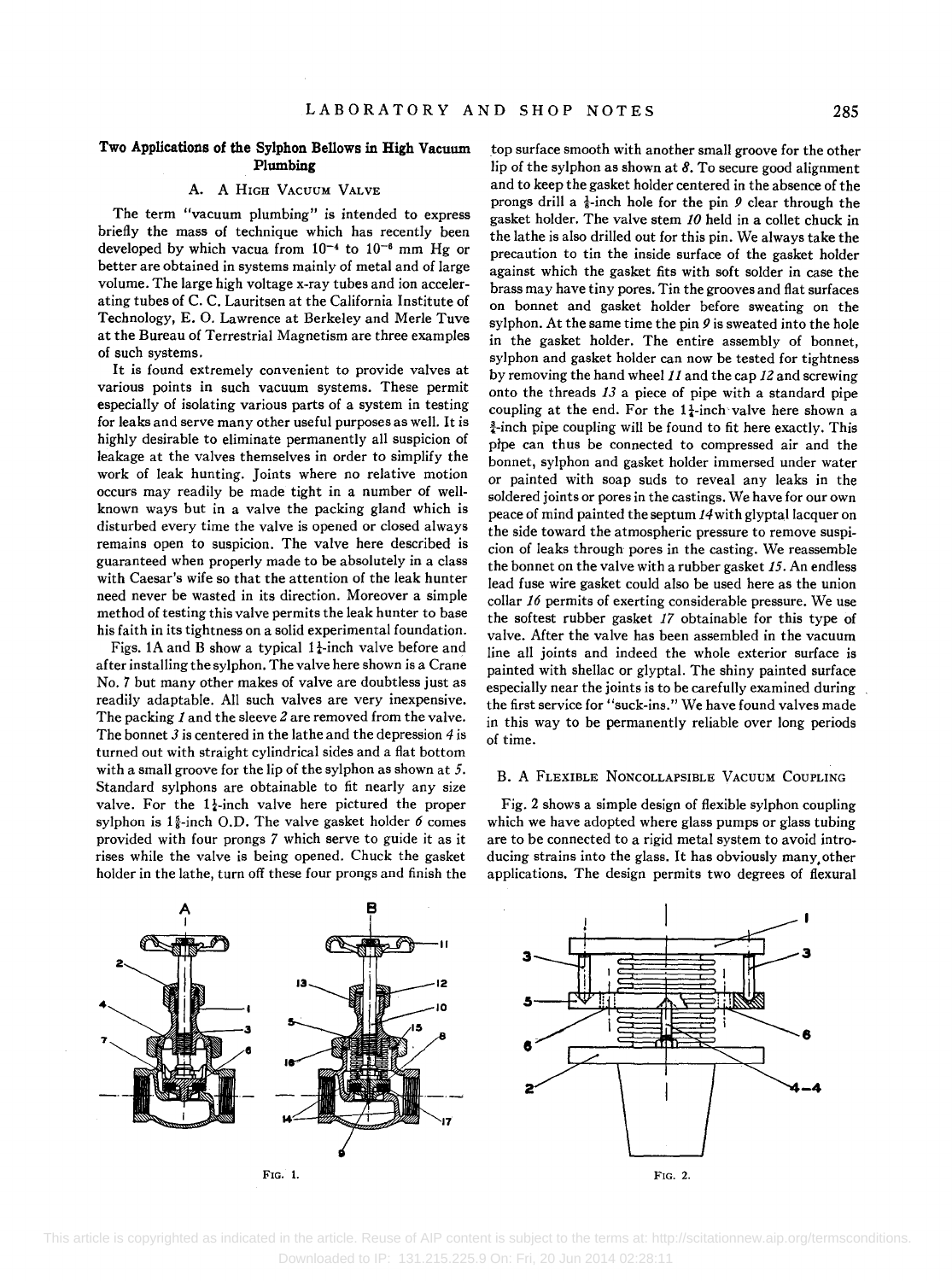## Two Applications of the Sylphon Bellows in High Vacuum Plumbing

### A. A High Vacuum Valve

The term "vacuum plumbing" is intended to express briefly the mass of technique which has recently been developed by which vacua from $10^{-4}$ to $10^{-6}$ mm Hg or better are obtained in systems mainly of metal and of large volume. The large high voltage x-ray tubes and ion accelerating tubes of C. C. Lauritsen at the California Institute of Technology, E. O. Lawrence at Berkeley and Merle Tuve at the Bureau of Terrestrial Magnetism are three examples of such systems.

It is found extremely convenient to provide valves at various points in such vacuum systems. These permit especially of isolating various parts of a system in testing for leaks and serve many other useful purposes as well. It is highly desirable to eliminate permanently all suspicion of leakage at the valves themselves in order to simplify the work of leak hunting. Joints where no relative motion occurs may readily be made tight in a number of well-known ways but in a valve the packing gland which is disturbed every time the valve is opened or closed always remains open to suspicion. The valve here described is guaranteed when properly made to be absolutely in a class with Caesar's wife so that the attention of the leak hunter need never be wasted in its direction. Moreover a simple method of testing this valve permits the leak hunter to base his faith in its tightness on a solid experimental foundation.

Figs. 1A and B show a typical $1\frac{1}{4}$-inch valve before and after installing the sylphon. The valve here shown is a Crane No. 7 but many other makes of valve are doubtless just as readily adaptable. All such valves are very inexpensive. The packing *1* and the sleeve *2* are removed from the valve. The bonnet *3* is centered in the lathe and the depression *4* is turned out with straight cylindrical sides and a flat bottom with a small groove for the lip of the sylphon as shown at *5*. Standard sylphons are obtainable to fit nearly any size valve. For the $1\frac{1}{4}$-inch valve here pictured the proper sylphon is $1\frac{5}{8}$-inch O.D. The valve gasket holder *6* comes provided with four prongs *7* which serve to guide it as it rises while the valve is being opened. Chuck the gasket holder in the lathe, turn off these four prongs and finish the top surface smooth with another small groove for the other lip of the sylphon as shown at *8*. To secure good alignment and to keep the gasket holder centered in the absence of the prongs drill a $\frac{1}{8}$-inch hole for the pin *9* clear through the gasket holder. The valve stem *10* held in a collet chuck in the lathe is also drilled out for this pin. We always take the precaution to tin the inside surface of the gasket holder against which the gasket fits with soft solder in case the brass may have tiny pores. Tin the grooves and flat surfaces on bonnet and gasket holder before sweating on the sylphon. At the same time the pin *9* is sweated into the hole in the gasket holder. The entire assembly of bonnet, sylphon and gasket holder can now be tested for tightness by removing the hand wheel *11* and the cap *12* and screwing onto the threads *13* a piece of pipe with a standard pipe coupling at the end. For the $1\frac{1}{4}$-inch valve here shown a $\frac{3}{4}$-inch pipe coupling will be found to fit here exactly. This pipe can thus be connected to compressed air and the bonnet, sylphon and gasket holder immersed under water or painted with soap suds to reveal any leaks in the soldered joints or pores in the castings. We have for our own peace of mind painted the septum *14* with glyptal lacquer on the side toward the atmospheric pressure to remove suspicion of leaks through pores in the casting. We reassemble the bonnet on the valve with a rubber gasket *15*. An endless lead fuse wire gasket could also be used here as the union collar *16* permits of exerting considerable pressure. We use the softest rubber gasket *17* obtainable for this type of valve. After the valve has been assembled in the vacuum line all joints and indeed the whole exterior surface is painted with shellac or glyptal. The shiny painted surface especially near the joints is to be carefully examined during the first service for "suck-ins." We have found valves made in this way to be permanently reliable over long periods of time.

### B. A Flexible Noncollapsible Vacuum Coupling

Fig. 2 shows a simple design of flexible sylphon coupling which we have adopted where glass pumps or glass tubing are to be connected to a rigid metal system to avoid introducing strains into the glass. It has obviously many other applications. The design permits two degrees of flexural

Fig. 1.

Fig. 2.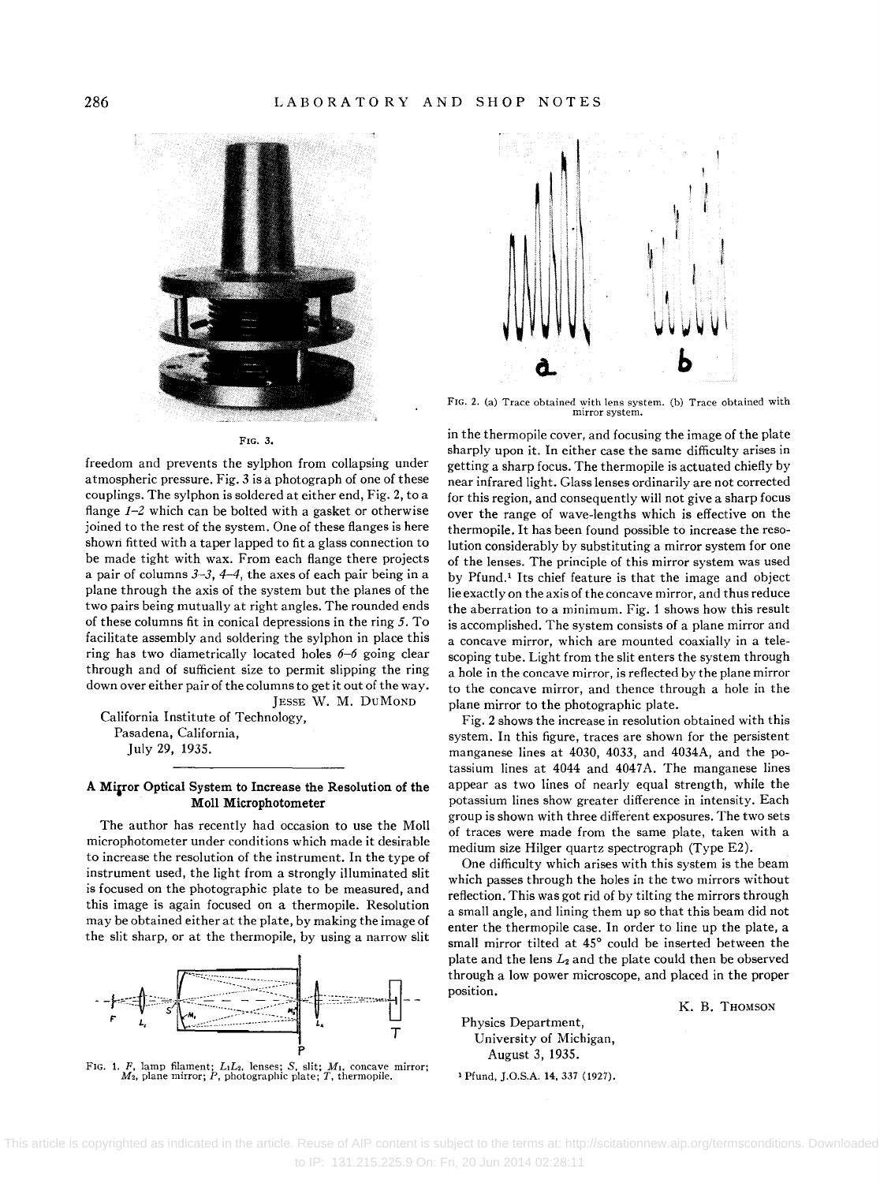Fig. 3.

freedom and prevents the sylphon from collapsing under atmospheric pressure. Fig. 3 is a photograph of one of these couplings. The sylphon is soldered at either end, Fig. 2, to a flange *1–2* which can be bolted with a gasket or otherwise joined to the rest of the system. One of these flanges is here shown fitted with a taper lapped to fit a glass connection to be made tight with wax. From each flange there projects a pair of columns *3–3*, *4–4*, the axes of each pair being in a plane through the axis of the system but the planes of the two pairs being mutually at right angles. The rounded ends of these columns fit in conical depressions in the ring *5*. To facilitate assembly and soldering the sylphon in place this ring has two diametrically located holes *6–6* going clear through and of sufficient size to permit slipping the ring down over either pair of the columns to get it out of the way.

Jesse W. M. DuMond

California Institute of Technology,
Pasadena, California,
July 29, 1935.

## A Mirror Optical System to Increase the Resolution of the Moll Microphotometer

The author has recently had occasion to use the Moll microphotometer under conditions which made it desirable to increase the resolution of the instrument. In the type of instrument used, the light from a strongly illuminated slit is focused on the photographic plate to be measured, and this image is again focused on a thermopile. Resolution may be obtained either at the plate, by making the image of the slit sharp, or at the thermopile, by using a narrow slit in the thermopile cover, and focusing the image of the plate sharply upon it. In either case the same difficulty arises in getting a sharp focus. The thermopile is actuated chiefly by near infrared light. Glass lenses ordinarily are not corrected for this region, and consequently will not give a sharp focus over the range of wave-lengths which is effective on the thermopile. It has been found possible to increase the resolution considerably by substituting a mirror system for one of the lenses. The principle of this mirror system was used by Pfund.[1] Its chief feature is that the image and object lie exactly on the axis of the concave mirror, and thus reduce the aberration to a minimum. Fig. 1 shows how this result is accomplished. The system consists of a plane mirror and a concave mirror, which are mounted coaxially in a telescoping tube. Light from the slit enters the system through a hole in the concave mirror, is reflected by the plane mirror to the concave mirror, and thence through a hole in the plane mirror to the photographic plate.

F
$L_1$
S
$M_1$
$M_2$
$L_2$
T
P

Fig. 1. *F*, lamp filament; $L_1L_2$, lenses; *S*, slit; $M_1$, concave mirror; $M_2$, plane mirror; *P*, photographic plate; *T*, thermopile.

a
b

Fig. 2. (a) Trace obtained with lens system. (b) Trace obtained with mirror system.

Fig. 2 shows the increase in resolution obtained with this system. In this figure, traces are shown for the persistent manganese lines at 4030, 4033, and 4034A, and the potassium lines at 4044 and 4047A. The manganese lines appear as two lines of nearly equal strength, while the potassium lines show greater difference in intensity. Each group is shown with three different exposures. The two sets of traces were made from the same plate, taken with a medium size Hilger quartz spectrograph (Type E2).

One difficulty which arises with this system is the beam which passes through the holes in the two mirrors without reflection. This was got rid of by tilting the mirrors through a small angle, and lining them up so that this beam did not enter the thermopile case. In order to line up the plate, a small mirror tilted at 45° could be inserted between the plate and the lens $L_2$ and the plate could then be observed through a low power microscope, and placed in the proper position.

K. B. Thomson

Physics Department,
University of Michigan,
August 3, 1935.

[1] Pfund, J.O.S.A. **14**, 337 (1927).